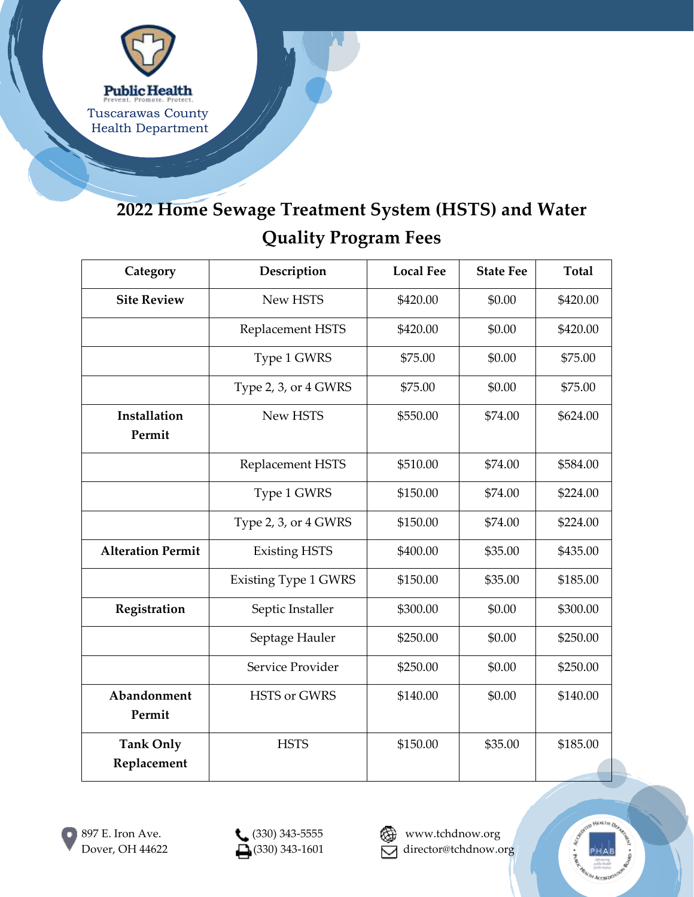Public Health
Prevent. Promote. Protect.
Tuscarawas County
Health Department

# 2022 Home Sewage Treatment System (HSTS) and Water Quality Program Fees

| Category | Description | Local Fee | State Fee | Total |
|---|---|---|---|---|
| **Site Review** | New HSTS | $420.00 | $0.00 | $420.00 |
| | Replacement HSTS | $420.00 | $0.00 | $420.00 |
| | Type 1 GWRS | $75.00 | $0.00 | $75.00 |
| | Type 2, 3, or 4 GWRS | $75.00 | $0.00 | $75.00 |
| **Installation Permit** | New HSTS | $550.00 | $74.00 | $624.00 |
| | Replacement HSTS | $510.00 | $74.00 | $584.00 |
| | Type 1 GWRS | $150.00 | $74.00 | $224.00 |
| | Type 2, 3, or 4 GWRS | $150.00 | $74.00 | $224.00 |
| **Alteration Permit** | Existing HSTS | $400.00 | $35.00 | $435.00 |
| | Existing Type 1 GWRS | $150.00 | $35.00 | $185.00 |
| **Registration** | Septic Installer | $300.00 | $0.00 | $300.00 |
| | Septage Hauler | $250.00 | $0.00 | $250.00 |
| | Service Provider | $250.00 | $0.00 | $250.00 |
| **Abandonment Permit** | HSTS or GWRS | $140.00 | $0.00 | $140.00 |
| **Tank Only Replacement** | HSTS | $150.00 | $35.00 | $185.00 |

897 E. Iron Ave.
Dover, OH 44622

(330) 343-5555
(330) 343-1601

www.tchdnow.org
director@tchdnow.org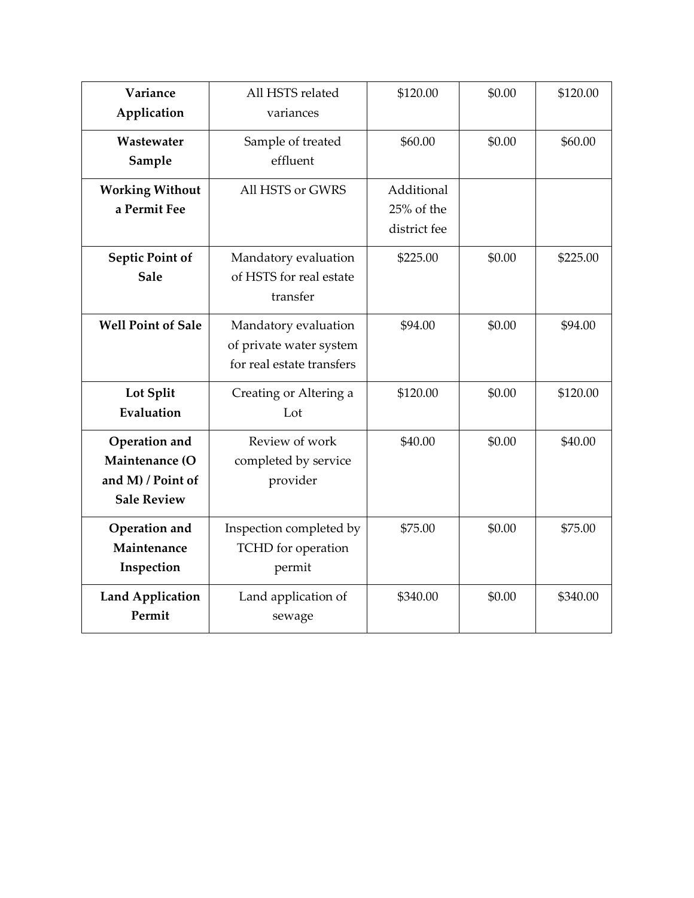| | | | | |
|---|---|---|---|---|
| **Variance Application** | All HSTS related variances | $120.00 | $0.00 | $120.00 |
| **Wastewater Sample** | Sample of treated effluent | $60.00 | $0.00 | $60.00 |
| **Working Without a Permit Fee** | All HSTS or GWRS | Additional 25% of the district fee | | |
| **Septic Point of Sale** | Mandatory evaluation of HSTS for real estate transfer | $225.00 | $0.00 | $225.00 |
| **Well Point of Sale** | Mandatory evaluation of private water system for real estate transfers | $94.00 | $0.00 | $94.00 |
| **Lot Split Evaluation** | Creating or Altering a Lot | $120.00 | $0.00 | $120.00 |
| **Operation and Maintenance (O and M) / Point of Sale Review** | Review of work completed by service provider | $40.00 | $0.00 | $40.00 |
| **Operation and Maintenance Inspection** | Inspection completed by TCHD for operation permit | $75.00 | $0.00 | $75.00 |
| **Land Application Permit** | Land application of sewage | $340.00 | $0.00 | $340.00 |